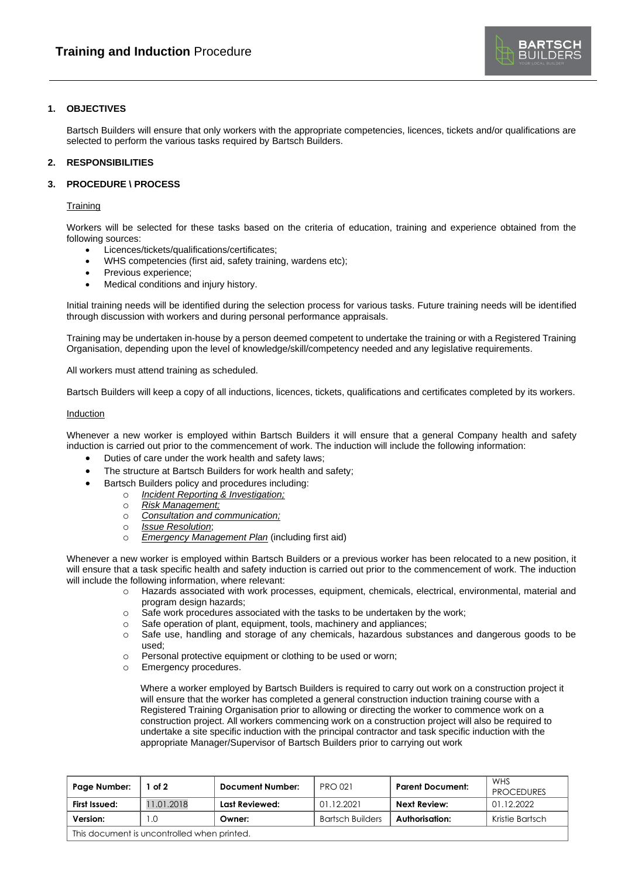# **Training and Induction** Procedure

## 1. OBJECTIVES

Bartsch Builders will ensure that only workers with the appropriate competencies, licences, tickets and/or qualifications are selected to perform the various tasks required by Bartsch Builders.

## 2. RESPONSIBILITIES

## 3. PROCEDURE \ PROCESS

Training

Workers will be selected for these tasks based on the criteria of education, training and experience obtained from the following sources:

- Licences/tickets/qualifications/certificates;
- WHS competencies (first aid, safety training, wardens etc);
- Previous experience;
- Medical conditions and injury history.

Initial training needs will be identified during the selection process for various tasks. Future training needs will be identified through discussion with workers and during personal performance appraisals.

Training may be undertaken in-house by a person deemed competent to undertake the training or with a Registered Training Organisation, depending upon the level of knowledge/skill/competency needed and any legislative requirements.

All workers must attend training as scheduled.

Bartsch Builders will keep a copy of all inductions, licences, tickets, qualifications and certificates completed by its workers.

Induction

Whenever a new worker is employed within Bartsch Builders it will ensure that a general Company health and safety induction is carried out prior to the commencement of work. The induction will include the following information:

- Duties of care under the work health and safety laws;
- The structure at Bartsch Builders for work health and safety;
- Bartsch Builders policy and procedures including:
  - *Incident Reporting & Investigation;*
  - *Risk Management;*
  - *Consultation and communication;*
  - *Issue Resolution*;
  - *Emergency Management Plan* (including first aid)

Whenever a new worker is employed within Bartsch Builders or a previous worker has been relocated to a new position, it will ensure that a task specific health and safety induction is carried out prior to the commencement of work. The induction will include the following information, where relevant:

- Hazards associated with work processes, equipment, chemicals, electrical, environmental, material and program design hazards;
- Safe work procedures associated with the tasks to be undertaken by the work;
- Safe operation of plant, equipment, tools, machinery and appliances;
- Safe use, handling and storage of any chemicals, hazardous substances and dangerous goods to be used;
- Personal protective equipment or clothing to be used or worn;
- Emergency procedures.

Where a worker employed by Bartsch Builders is required to carry out work on a construction project it will ensure that the worker has completed a general construction induction training course with a Registered Training Organisation prior to allowing or directing the worker to commence work on a construction project. All workers commencing work on a construction project will also be required to undertake a site specific induction with the principal contractor and task specific induction with the appropriate Manager/Supervisor of Bartsch Builders prior to carrying out work

| Page Number: | 1 of 2 | Document Number: | PRO 021 | Parent Document: | WHS PROCEDURES |
|---|---|---|---|---|---|
| First Issued: | 11.01.2018 | Last Reviewed: | 01.12.2021 | Next Review: | 01.12.2022 |
| Version: | 1.0 | Owner: | Bartsch Builders | Authorisation: | Kristie Bartsch |
| This document is uncontrolled when printed. | | | | | |